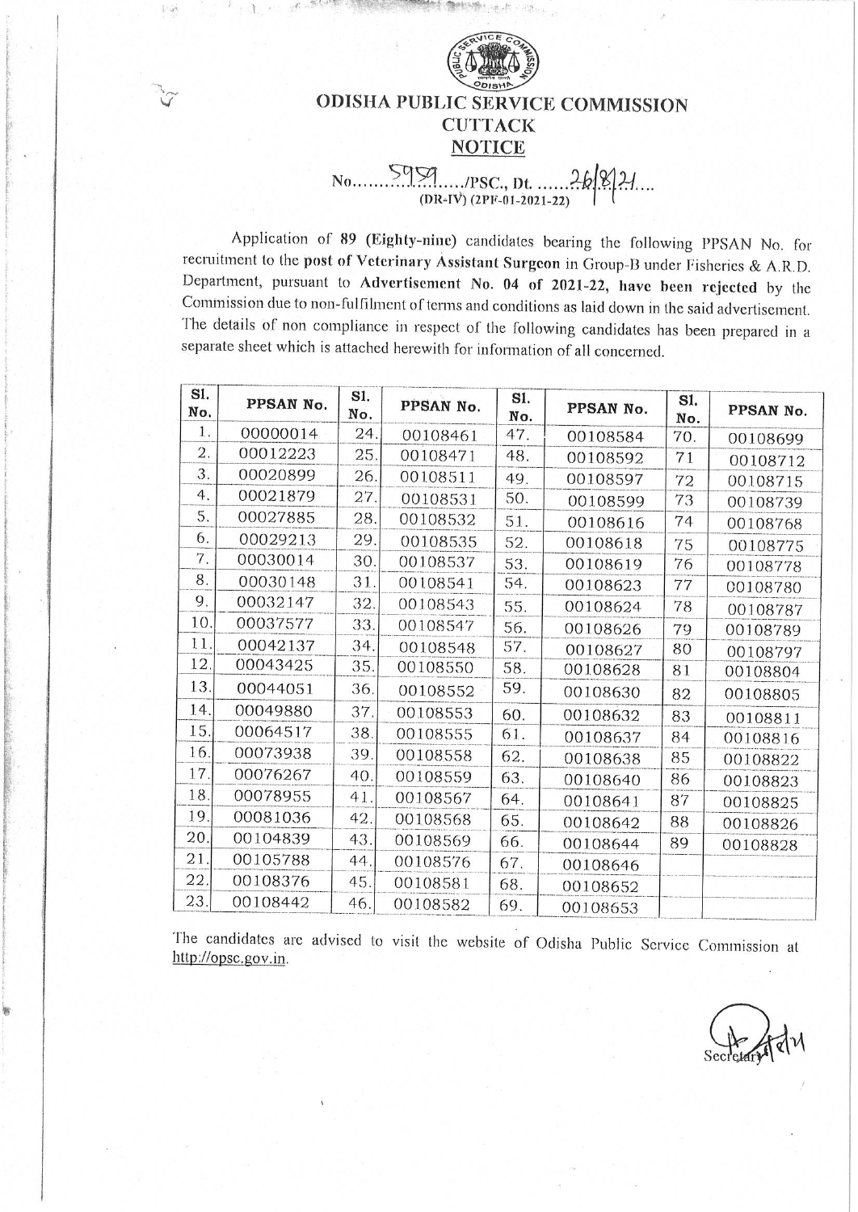# ODISHA PUBLIC SERVICE COMMISSION

## CUTTACK

## NOTICE

No........5959........./PSC., Dt. .......26/8/21....
(DR-IV) (2PF-01-2021-22)

Application of **89 (Eighty-nine)** candidates bearing the following PPSAN No. for recruitment to the **post of Veterinary Assistant Surgeon** in Group-B under Fisheries & A.R.D. Department, pursuant to **Advertisement No. 04 of 2021-22, have been rejected** by the Commission due to non-fulfilment of terms and conditions as laid down in the said advertisement. The details of non compliance in respect of the following candidates has been prepared in a separate sheet which is attached herewith for information of all concerned.

| Sl. No. | PPSAN No. | Sl. No. | PPSAN No. | Sl. No. | PPSAN No. | Sl. No. | PPSAN No. |
|---|---|---|---|---|---|---|---|
| 1. | 00000014 | 24. | 00108461 | 47. | 00108584 | 70. | 00108699 |
| 2. | 00012223 | 25. | 00108471 | 48. | 00108592 | 71 | 00108712 |
| 3. | 00020899 | 26. | 00108511 | 49. | 00108597 | 72 | 00108715 |
| 4. | 00021879 | 27. | 00108531 | 50. | 00108599 | 73 | 00108739 |
| 5. | 00027885 | 28. | 00108532 | 51. | 00108616 | 74 | 00108768 |
| 6. | 00029213 | 29. | 00108535 | 52. | 00108618 | 75 | 00108775 |
| 7. | 00030014 | 30. | 00108537 | 53. | 00108619 | 76 | 00108778 |
| 8. | 00030148 | 31. | 00108541 | 54. | 00108623 | 77 | 00108780 |
| 9. | 00032147 | 32. | 00108543 | 55. | 00108624 | 78 | 00108787 |
| 10. | 00037577 | 33. | 00108547 | 56. | 00108626 | 79 | 00108789 |
| 11. | 00042137 | 34. | 00108548 | 57. | 00108627 | 80 | 00108797 |
| 12. | 00043425 | 35. | 00108550 | 58. | 00108628 | 81 | 00108804 |
| 13. | 00044051 | 36. | 00108552 | 59. | 00108630 | 82 | 00108805 |
| 14. | 00049880 | 37. | 00108553 | 60. | 00108632 | 83 | 00108811 |
| 15. | 00064517 | 38. | 00108555 | 61. | 00108637 | 84 | 00108816 |
| 16. | 00073938 | 39. | 00108558 | 62. | 00108638 | 85 | 00108822 |
| 17. | 00076267 | 40. | 00108559 | 63. | 00108640 | 86 | 00108823 |
| 18. | 00078955 | 41. | 00108567 | 64. | 00108641 | 87 | 00108825 |
| 19. | 00081036 | 42. | 00108568 | 65. | 00108642 | 88 | 00108826 |
| 20. | 00104839 | 43. | 00108569 | 66. | 00108644 | 89 | 00108828 |
| 21. | 00105788 | 44. | 00108576 | 67. | 00108646 | | |
| 22. | 00108376 | 45. | 00108581 | 68. | 00108652 | | |
| 23. | 00108442 | 46. | 00108582 | 69. | 00108653 | | |

The candidates are advised to visit the website of Odisha Public Service Commission at http://opsc.gov.in.

Secretary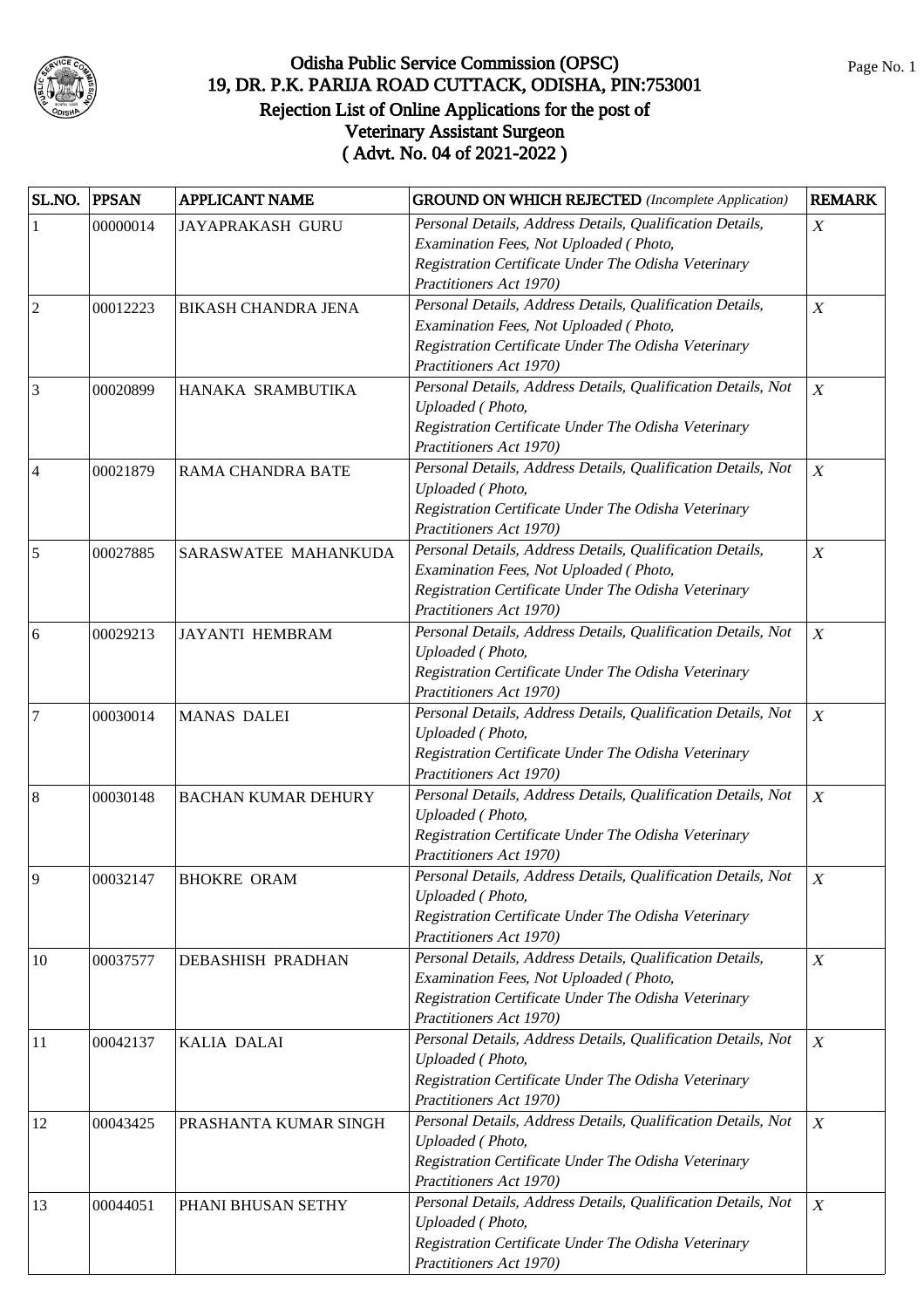# Odisha Public Service Commission (OPSC)
## 19, DR. P.K. PARIJA ROAD CUTTACK, ODISHA, PIN:753001
## Rejection List of Online Applications for the post of Veterinary Assistant Surgeon
## ( Advt. No. 04 of 2021-2022 )

| SL.NO. | PPSAN | APPLICANT NAME | GROUND ON WHICH REJECTED *(Incomplete Application)* | REMARK |
|---|---|---|---|---|
| 1 | 00000014 | JAYAPRAKASH GURU | *Personal Details, Address Details, Qualification Details, Examination Fees, Not Uploaded ( Photo, Registration Certificate Under The Odisha Veterinary Practitioners Act 1970)* | *X* |
| 2 | 00012223 | BIKASH CHANDRA JENA | *Personal Details, Address Details, Qualification Details, Examination Fees, Not Uploaded ( Photo, Registration Certificate Under The Odisha Veterinary Practitioners Act 1970)* | *X* |
| 3 | 00020899 | HANAKA SRAMBUTIKA | *Personal Details, Address Details, Qualification Details, Not Uploaded ( Photo, Registration Certificate Under The Odisha Veterinary Practitioners Act 1970)* | *X* |
| 4 | 00021879 | RAMA CHANDRA BATE | *Personal Details, Address Details, Qualification Details, Not Uploaded ( Photo, Registration Certificate Under The Odisha Veterinary Practitioners Act 1970)* | *X* |
| 5 | 00027885 | SARASWATEE MAHANKUDA | *Personal Details, Address Details, Qualification Details, Examination Fees, Not Uploaded ( Photo, Registration Certificate Under The Odisha Veterinary Practitioners Act 1970)* | *X* |
| 6 | 00029213 | JAYANTI HEMBRAM | *Personal Details, Address Details, Qualification Details, Not Uploaded ( Photo, Registration Certificate Under The Odisha Veterinary Practitioners Act 1970)* | *X* |
| 7 | 00030014 | MANAS DALEI | *Personal Details, Address Details, Qualification Details, Not Uploaded ( Photo, Registration Certificate Under The Odisha Veterinary Practitioners Act 1970)* | *X* |
| 8 | 00030148 | BACHAN KUMAR DEHURY | *Personal Details, Address Details, Qualification Details, Not Uploaded ( Photo, Registration Certificate Under The Odisha Veterinary Practitioners Act 1970)* | *X* |
| 9 | 00032147 | BHOKRE ORAM | *Personal Details, Address Details, Qualification Details, Not Uploaded ( Photo, Registration Certificate Under The Odisha Veterinary Practitioners Act 1970)* | *X* |
| 10 | 00037577 | DEBASHISH PRADHAN | *Personal Details, Address Details, Qualification Details, Examination Fees, Not Uploaded ( Photo, Registration Certificate Under The Odisha Veterinary Practitioners Act 1970)* | *X* |
| 11 | 00042137 | KALIA DALAI | *Personal Details, Address Details, Qualification Details, Not Uploaded ( Photo, Registration Certificate Under The Odisha Veterinary Practitioners Act 1970)* | *X* |
| 12 | 00043425 | PRASHANTA KUMAR SINGH | *Personal Details, Address Details, Qualification Details, Not Uploaded ( Photo, Registration Certificate Under The Odisha Veterinary Practitioners Act 1970)* | *X* |
| 13 | 00044051 | PHANI BHUSAN SETHY | *Personal Details, Address Details, Qualification Details, Not Uploaded ( Photo, Registration Certificate Under The Odisha Veterinary Practitioners Act 1970)* | *X* |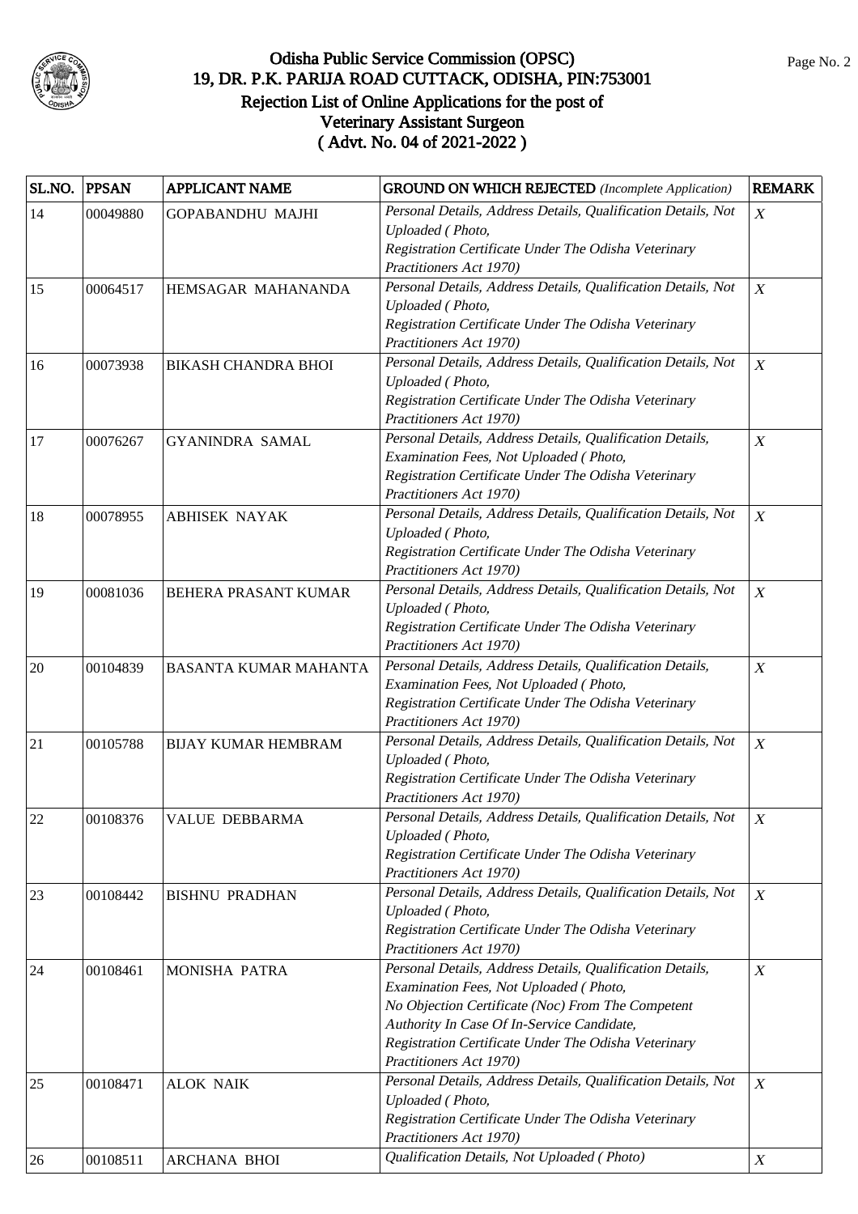# Odisha Public Service Commission (OPSC)
## 19, DR. P.K. PARIJA ROAD CUTTACK, ODISHA, PIN:753001
## Rejection List of Online Applications for the post of Veterinary Assistant Surgeon
## ( Advt. No. 04 of 2021-2022 )

| SL.NO. | PPSAN | APPLICANT NAME | GROUND ON WHICH REJECTED *(Incomplete Application)* | REMARK |
|---|---|---|---|---|
| 14 | 00049880 | GOPABANDHU MAJHI | *Personal Details, Address Details, Qualification Details, Not Uploaded ( Photo, Registration Certificate Under The Odisha Veterinary Practitioners Act 1970)* | *X* |
| 15 | 00064517 | HEMSAGAR MAHANANDA | *Personal Details, Address Details, Qualification Details, Not Uploaded ( Photo, Registration Certificate Under The Odisha Veterinary Practitioners Act 1970)* | *X* |
| 16 | 00073938 | BIKASH CHANDRA BHOI | *Personal Details, Address Details, Qualification Details, Not Uploaded ( Photo, Registration Certificate Under The Odisha Veterinary Practitioners Act 1970)* | *X* |
| 17 | 00076267 | GYANINDRA SAMAL | *Personal Details, Address Details, Qualification Details, Examination Fees, Not Uploaded ( Photo, Registration Certificate Under The Odisha Veterinary Practitioners Act 1970)* | *X* |
| 18 | 00078955 | ABHISEK NAYAK | *Personal Details, Address Details, Qualification Details, Not Uploaded ( Photo, Registration Certificate Under The Odisha Veterinary Practitioners Act 1970)* | *X* |
| 19 | 00081036 | BEHERA PRASANT KUMAR | *Personal Details, Address Details, Qualification Details, Not Uploaded ( Photo, Registration Certificate Under The Odisha Veterinary Practitioners Act 1970)* | *X* |
| 20 | 00104839 | BASANTA KUMAR MAHANTA | *Personal Details, Address Details, Qualification Details, Examination Fees, Not Uploaded ( Photo, Registration Certificate Under The Odisha Veterinary Practitioners Act 1970)* | *X* |
| 21 | 00105788 | BIJAY KUMAR HEMBRAM | *Personal Details, Address Details, Qualification Details, Not Uploaded ( Photo, Registration Certificate Under The Odisha Veterinary Practitioners Act 1970)* | *X* |
| 22 | 00108376 | VALUE DEBBARMA | *Personal Details, Address Details, Qualification Details, Not Uploaded ( Photo, Registration Certificate Under The Odisha Veterinary Practitioners Act 1970)* | *X* |
| 23 | 00108442 | BISHNU PRADHAN | *Personal Details, Address Details, Qualification Details, Not Uploaded ( Photo, Registration Certificate Under The Odisha Veterinary Practitioners Act 1970)* | *X* |
| 24 | 00108461 | MONISHA PATRA | *Personal Details, Address Details, Qualification Details, Examination Fees, Not Uploaded ( Photo, No Objection Certificate (Noc) From The Competent Authority In Case Of In-Service Candidate, Registration Certificate Under The Odisha Veterinary Practitioners Act 1970)* | *X* |
| 25 | 00108471 | ALOK NAIK | *Personal Details, Address Details, Qualification Details, Not Uploaded ( Photo, Registration Certificate Under The Odisha Veterinary Practitioners Act 1970)* | *X* |
| 26 | 00108511 | ARCHANA BHOI | *Qualification Details, Not Uploaded ( Photo)* | *X* |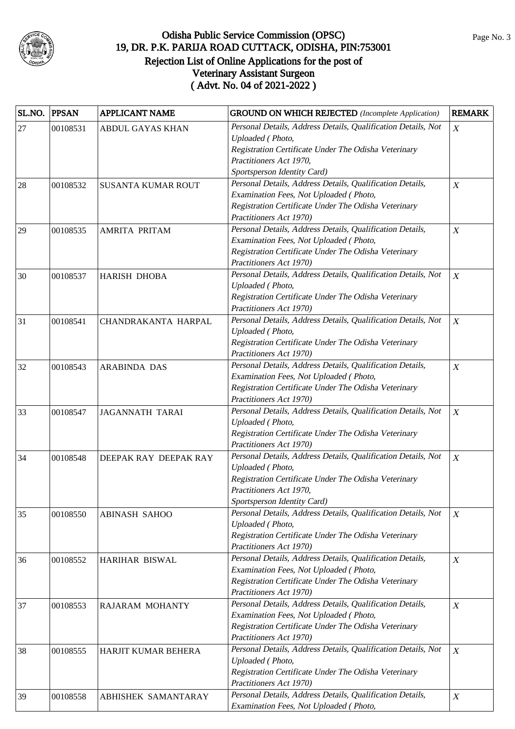# Odisha Public Service Commission (OPSC)
## 19, DR. P.K. PARIJA ROAD CUTTACK, ODISHA, PIN:753001
## Rejection List of Online Applications for the post of Veterinary Assistant Surgeon
## ( Advt. No. 04 of 2021-2022 )

| SL.NO. | PPSAN | APPLICANT NAME | GROUND ON WHICH REJECTED *(Incomplete Application)* | REMARK |
|---|---|---|---|---|
| 27 | 00108531 | ABDUL GAYAS KHAN | *Personal Details, Address Details, Qualification Details, Not Uploaded ( Photo, Registration Certificate Under The Odisha Veterinary Practitioners Act 1970, Sportsperson Identity Card)* | *X* |
| 28 | 00108532 | SUSANTA KUMAR ROUT | *Personal Details, Address Details, Qualification Details, Examination Fees, Not Uploaded ( Photo, Registration Certificate Under The Odisha Veterinary Practitioners Act 1970)* | *X* |
| 29 | 00108535 | AMRITA PRITAM | *Personal Details, Address Details, Qualification Details, Examination Fees, Not Uploaded ( Photo, Registration Certificate Under The Odisha Veterinary Practitioners Act 1970)* | *X* |
| 30 | 00108537 | HARISH DHOBA | *Personal Details, Address Details, Qualification Details, Not Uploaded ( Photo, Registration Certificate Under The Odisha Veterinary Practitioners Act 1970)* | *X* |
| 31 | 00108541 | CHANDRAKANTA HARPAL | *Personal Details, Address Details, Qualification Details, Not Uploaded ( Photo, Registration Certificate Under The Odisha Veterinary Practitioners Act 1970)* | *X* |
| 32 | 00108543 | ARABINDA DAS | *Personal Details, Address Details, Qualification Details, Examination Fees, Not Uploaded ( Photo, Registration Certificate Under The Odisha Veterinary Practitioners Act 1970)* | *X* |
| 33 | 00108547 | JAGANNATH TARAI | *Personal Details, Address Details, Qualification Details, Not Uploaded ( Photo, Registration Certificate Under The Odisha Veterinary Practitioners Act 1970)* | *X* |
| 34 | 00108548 | DEEPAK RAY DEEPAK RAY | *Personal Details, Address Details, Qualification Details, Not Uploaded ( Photo, Registration Certificate Under The Odisha Veterinary Practitioners Act 1970, Sportsperson Identity Card)* | *X* |
| 35 | 00108550 | ABINASH SAHOO | *Personal Details, Address Details, Qualification Details, Not Uploaded ( Photo, Registration Certificate Under The Odisha Veterinary Practitioners Act 1970)* | *X* |
| 36 | 00108552 | HARIHAR BISWAL | *Personal Details, Address Details, Qualification Details, Examination Fees, Not Uploaded ( Photo, Registration Certificate Under The Odisha Veterinary Practitioners Act 1970)* | *X* |
| 37 | 00108553 | RAJARAM MOHANTY | *Personal Details, Address Details, Qualification Details, Examination Fees, Not Uploaded ( Photo, Registration Certificate Under The Odisha Veterinary Practitioners Act 1970)* | *X* |
| 38 | 00108555 | HARJIT KUMAR BEHERA | *Personal Details, Address Details, Qualification Details, Not Uploaded ( Photo, Registration Certificate Under The Odisha Veterinary Practitioners Act 1970)* | *X* |
| 39 | 00108558 | ABHISHEK SAMANTARAY | *Personal Details, Address Details, Qualification Details, Examination Fees, Not Uploaded ( Photo,* | *X* |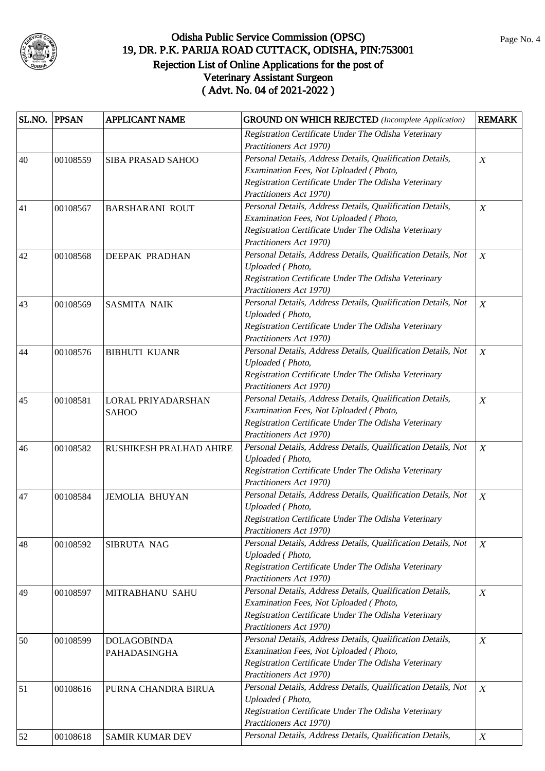# Odisha Public Service Commission (OPSC)
## 19, DR. P.K. PARIJA ROAD CUTTACK, ODISHA, PIN:753001
### Rejection List of Online Applications for the post of Veterinary Assistant Surgeon ( Advt. No. 04 of 2021-2022 )

| SL.NO. | PPSAN | APPLICANT NAME | GROUND ON WHICH REJECTED *(Incomplete Application)* | REMARK |
|---|---|---|---|---|
| | | | *Registration Certificate Under The Odisha Veterinary Practitioners Act 1970)* | |
| 40 | 00108559 | SIBA PRASAD SAHOO | *Personal Details, Address Details, Qualification Details, Examination Fees, Not Uploaded ( Photo, Registration Certificate Under The Odisha Veterinary Practitioners Act 1970)* | *X* |
| 41 | 00108567 | BARSHARANI ROUT | *Personal Details, Address Details, Qualification Details, Examination Fees, Not Uploaded ( Photo, Registration Certificate Under The Odisha Veterinary Practitioners Act 1970)* | *X* |
| 42 | 00108568 | DEEPAK PRADHAN | *Personal Details, Address Details, Qualification Details, Not Uploaded ( Photo, Registration Certificate Under The Odisha Veterinary Practitioners Act 1970)* | *X* |
| 43 | 00108569 | SASMITA NAIK | *Personal Details, Address Details, Qualification Details, Not Uploaded ( Photo, Registration Certificate Under The Odisha Veterinary Practitioners Act 1970)* | *X* |
| 44 | 00108576 | BIBHUTI KUANR | *Personal Details, Address Details, Qualification Details, Not Uploaded ( Photo, Registration Certificate Under The Odisha Veterinary Practitioners Act 1970)* | *X* |
| 45 | 00108581 | LORAL PRIYADARSHAN SAHOO | *Personal Details, Address Details, Qualification Details, Examination Fees, Not Uploaded ( Photo, Registration Certificate Under The Odisha Veterinary Practitioners Act 1970)* | *X* |
| 46 | 00108582 | RUSHIKESH PRALHAD AHIRE | *Personal Details, Address Details, Qualification Details, Not Uploaded ( Photo, Registration Certificate Under The Odisha Veterinary Practitioners Act 1970)* | *X* |
| 47 | 00108584 | JEMOLIA BHUYAN | *Personal Details, Address Details, Qualification Details, Not Uploaded ( Photo, Registration Certificate Under The Odisha Veterinary Practitioners Act 1970)* | *X* |
| 48 | 00108592 | SIBRUTA NAG | *Personal Details, Address Details, Qualification Details, Not Uploaded ( Photo, Registration Certificate Under The Odisha Veterinary Practitioners Act 1970)* | *X* |
| 49 | 00108597 | MITRABHANU SAHU | *Personal Details, Address Details, Qualification Details, Examination Fees, Not Uploaded ( Photo, Registration Certificate Under The Odisha Veterinary Practitioners Act 1970)* | *X* |
| 50 | 00108599 | DOLAGOBINDA PAHADASINGHA | *Personal Details, Address Details, Qualification Details, Examination Fees, Not Uploaded ( Photo, Registration Certificate Under The Odisha Veterinary Practitioners Act 1970)* | *X* |
| 51 | 00108616 | PURNA CHANDRA BIRUA | *Personal Details, Address Details, Qualification Details, Not Uploaded ( Photo, Registration Certificate Under The Odisha Veterinary Practitioners Act 1970)* | *X* |
| 52 | 00108618 | SAMIR KUMAR DEV | *Personal Details, Address Details, Qualification Details,* | *X* |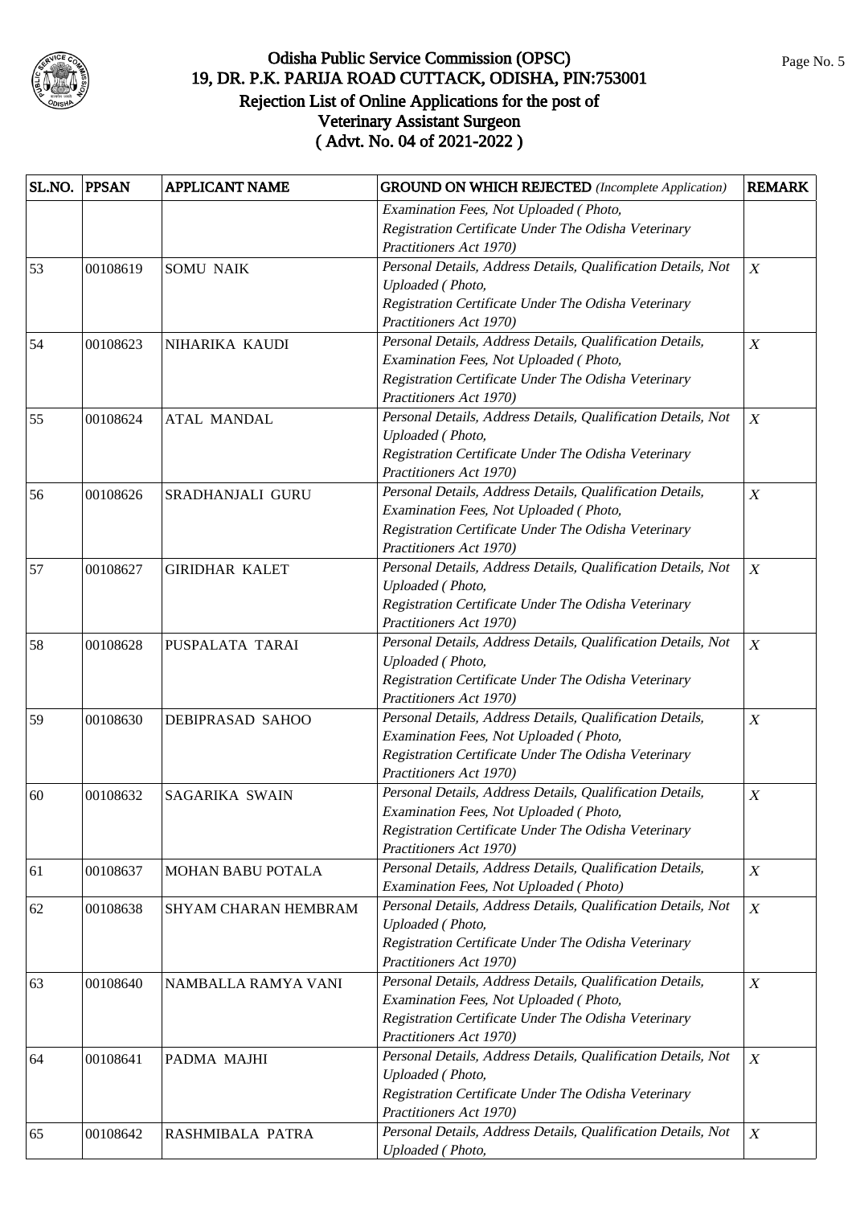# Odisha Public Service Commission (OPSC)
## 19, DR. P.K. PARIJA ROAD CUTTACK, ODISHA, PIN:753001
## Rejection List of Online Applications for the post of Veterinary Assistant Surgeon
## ( Advt. No. 04 of 2021-2022 )

| SL.NO. | PPSAN | APPLICANT NAME | GROUND ON WHICH REJECTED *(Incomplete Application)* | REMARK |
|---|---|---|---|---|
| | | | *Examination Fees, Not Uploaded ( Photo, Registration Certificate Under The Odisha Veterinary Practitioners Act 1970)* | |
| 53 | 00108619 | SOMU NAIK | *Personal Details, Address Details, Qualification Details, Not Uploaded ( Photo, Registration Certificate Under The Odisha Veterinary Practitioners Act 1970)* | *X* |
| 54 | 00108623 | NIHARIKA KAUDI | *Personal Details, Address Details, Qualification Details, Examination Fees, Not Uploaded ( Photo, Registration Certificate Under The Odisha Veterinary Practitioners Act 1970)* | *X* |
| 55 | 00108624 | ATAL MANDAL | *Personal Details, Address Details, Qualification Details, Not Uploaded ( Photo, Registration Certificate Under The Odisha Veterinary Practitioners Act 1970)* | *X* |
| 56 | 00108626 | SRADHANJALI GURU | *Personal Details, Address Details, Qualification Details, Examination Fees, Not Uploaded ( Photo, Registration Certificate Under The Odisha Veterinary Practitioners Act 1970)* | *X* |
| 57 | 00108627 | GIRIDHAR KALET | *Personal Details, Address Details, Qualification Details, Not Uploaded ( Photo, Registration Certificate Under The Odisha Veterinary Practitioners Act 1970)* | *X* |
| 58 | 00108628 | PUSPALATA TARAI | *Personal Details, Address Details, Qualification Details, Not Uploaded ( Photo, Registration Certificate Under The Odisha Veterinary Practitioners Act 1970)* | *X* |
| 59 | 00108630 | DEBIPRASAD SAHOO | *Personal Details, Address Details, Qualification Details, Examination Fees, Not Uploaded ( Photo, Registration Certificate Under The Odisha Veterinary Practitioners Act 1970)* | *X* |
| 60 | 00108632 | SAGARIKA SWAIN | *Personal Details, Address Details, Qualification Details, Examination Fees, Not Uploaded ( Photo, Registration Certificate Under The Odisha Veterinary Practitioners Act 1970)* | *X* |
| 61 | 00108637 | MOHAN BABU POTALA | *Personal Details, Address Details, Qualification Details, Examination Fees, Not Uploaded ( Photo)* | *X* |
| 62 | 00108638 | SHYAM CHARAN HEMBRAM | *Personal Details, Address Details, Qualification Details, Not Uploaded ( Photo, Registration Certificate Under The Odisha Veterinary Practitioners Act 1970)* | *X* |
| 63 | 00108640 | NAMBALLA RAMYA VANI | *Personal Details, Address Details, Qualification Details, Examination Fees, Not Uploaded ( Photo, Registration Certificate Under The Odisha Veterinary Practitioners Act 1970)* | *X* |
| 64 | 00108641 | PADMA MAJHI | *Personal Details, Address Details, Qualification Details, Not Uploaded ( Photo, Registration Certificate Under The Odisha Veterinary Practitioners Act 1970)* | *X* |
| 65 | 00108642 | RASHMIBALA PATRA | *Personal Details, Address Details, Qualification Details, Not Uploaded ( Photo,* | *X* |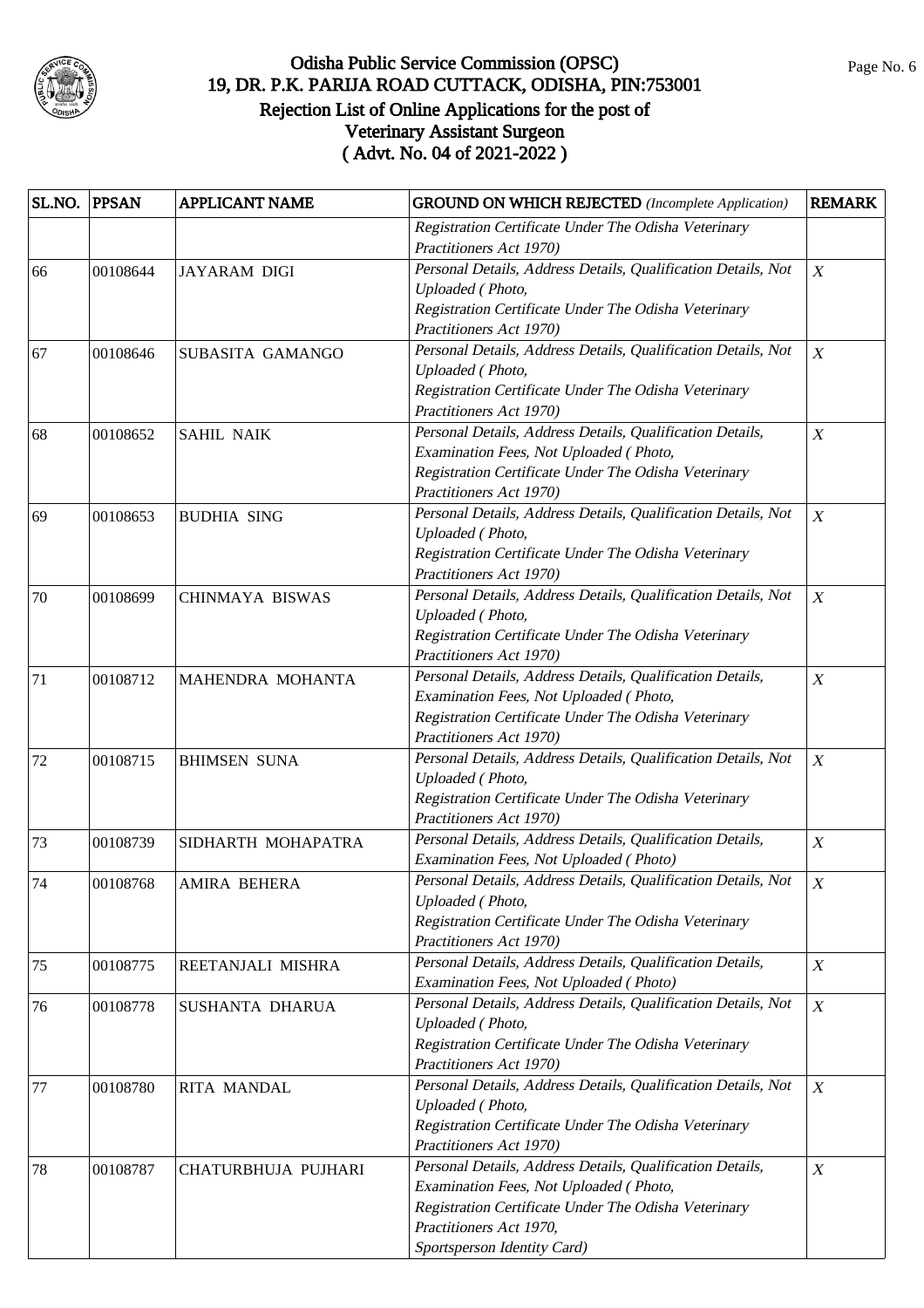# Odisha Public Service Commission (OPSC)
## 19, DR. P.K. PARIJA ROAD CUTTACK, ODISHA, PIN:753001
### Rejection List of Online Applications for the post of Veterinary Assistant Surgeon ( Advt. No. 04 of 2021-2022 )

| SL.NO. | PPSAN | APPLICANT NAME | GROUND ON WHICH REJECTED *(Incomplete Application)* | REMARK |
|---|---|---|---|---|
| | | | *Registration Certificate Under The Odisha Veterinary Practitioners Act 1970)* | |
| 66 | 00108644 | JAYARAM DIGI | *Personal Details, Address Details, Qualification Details, Not Uploaded ( Photo, Registration Certificate Under The Odisha Veterinary Practitioners Act 1970)* | *X* |
| 67 | 00108646 | SUBASITA GAMANGO | *Personal Details, Address Details, Qualification Details, Not Uploaded ( Photo, Registration Certificate Under The Odisha Veterinary Practitioners Act 1970)* | *X* |
| 68 | 00108652 | SAHIL NAIK | *Personal Details, Address Details, Qualification Details, Examination Fees, Not Uploaded ( Photo, Registration Certificate Under The Odisha Veterinary Practitioners Act 1970)* | *X* |
| 69 | 00108653 | BUDHIA SING | *Personal Details, Address Details, Qualification Details, Not Uploaded ( Photo, Registration Certificate Under The Odisha Veterinary Practitioners Act 1970)* | *X* |
| 70 | 00108699 | CHINMAYA BISWAS | *Personal Details, Address Details, Qualification Details, Not Uploaded ( Photo, Registration Certificate Under The Odisha Veterinary Practitioners Act 1970)* | *X* |
| 71 | 00108712 | MAHENDRA MOHANTA | *Personal Details, Address Details, Qualification Details, Examination Fees, Not Uploaded ( Photo, Registration Certificate Under The Odisha Veterinary Practitioners Act 1970)* | *X* |
| 72 | 00108715 | BHIMSEN SUNA | *Personal Details, Address Details, Qualification Details, Not Uploaded ( Photo, Registration Certificate Under The Odisha Veterinary Practitioners Act 1970)* | *X* |
| 73 | 00108739 | SIDHARTH MOHAPATRA | *Personal Details, Address Details, Qualification Details, Examination Fees, Not Uploaded ( Photo)* | *X* |
| 74 | 00108768 | AMIRA BEHERA | *Personal Details, Address Details, Qualification Details, Not Uploaded ( Photo, Registration Certificate Under The Odisha Veterinary Practitioners Act 1970)* | *X* |
| 75 | 00108775 | REETANJALI MISHRA | *Personal Details, Address Details, Qualification Details, Examination Fees, Not Uploaded ( Photo)* | *X* |
| 76 | 00108778 | SUSHANTA DHARUA | *Personal Details, Address Details, Qualification Details, Not Uploaded ( Photo, Registration Certificate Under The Odisha Veterinary Practitioners Act 1970)* | *X* |
| 77 | 00108780 | RITA MANDAL | *Personal Details, Address Details, Qualification Details, Not Uploaded ( Photo, Registration Certificate Under The Odisha Veterinary Practitioners Act 1970)* | *X* |
| 78 | 00108787 | CHATURBHUJA PUJHARI | *Personal Details, Address Details, Qualification Details, Examination Fees, Not Uploaded ( Photo, Registration Certificate Under The Odisha Veterinary Practitioners Act 1970, Sportsperson Identity Card)* | *X* |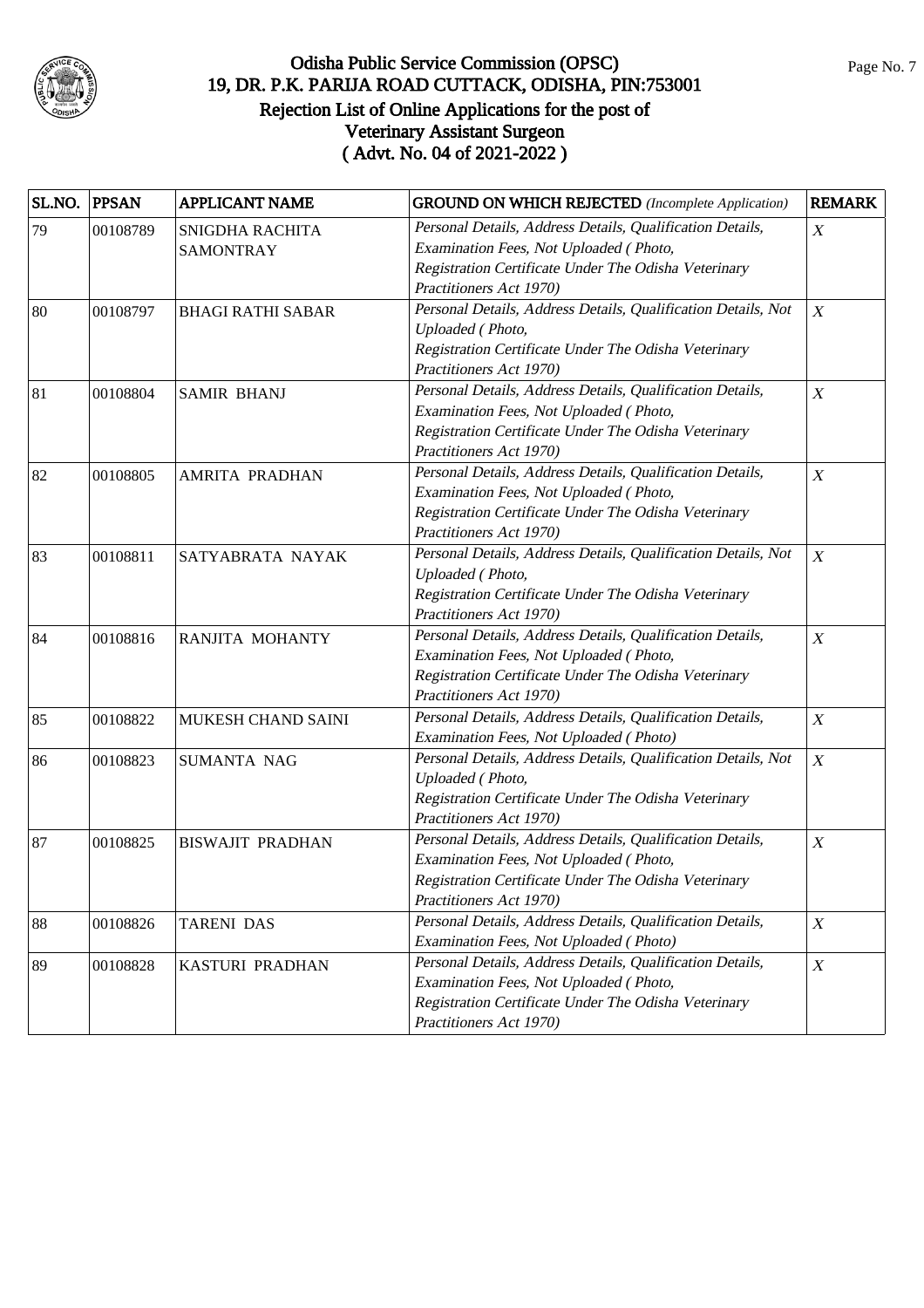# Odisha Public Service Commission (OPSC)
## 19, DR. P.K. PARIJA ROAD CUTTACK, ODISHA, PIN:753001
## Rejection List of Online Applications for the post of Veterinary Assistant Surgeon
## ( Advt. No. 04 of 2021-2022 )

| SL.NO. | PPSAN | APPLICANT NAME | GROUND ON WHICH REJECTED *(Incomplete Application)* | REMARK |
|---|---|---|---|---|
| 79 | 00108789 | SNIGDHA RACHITA SAMONTRAY | *Personal Details, Address Details, Qualification Details, Examination Fees, Not Uploaded ( Photo, Registration Certificate Under The Odisha Veterinary Practitioners Act 1970)* | *X* |
| 80 | 00108797 | BHAGI RATHI SABAR | *Personal Details, Address Details, Qualification Details, Not Uploaded ( Photo, Registration Certificate Under The Odisha Veterinary Practitioners Act 1970)* | *X* |
| 81 | 00108804 | SAMIR BHANJ | *Personal Details, Address Details, Qualification Details, Examination Fees, Not Uploaded ( Photo, Registration Certificate Under The Odisha Veterinary Practitioners Act 1970)* | *X* |
| 82 | 00108805 | AMRITA PRADHAN | *Personal Details, Address Details, Qualification Details, Examination Fees, Not Uploaded ( Photo, Registration Certificate Under The Odisha Veterinary Practitioners Act 1970)* | *X* |
| 83 | 00108811 | SATYABRATA NAYAK | *Personal Details, Address Details, Qualification Details, Not Uploaded ( Photo, Registration Certificate Under The Odisha Veterinary Practitioners Act 1970)* | *X* |
| 84 | 00108816 | RANJITA MOHANTY | *Personal Details, Address Details, Qualification Details, Examination Fees, Not Uploaded ( Photo, Registration Certificate Under The Odisha Veterinary Practitioners Act 1970)* | *X* |
| 85 | 00108822 | MUKESH CHAND SAINI | *Personal Details, Address Details, Qualification Details, Examination Fees, Not Uploaded ( Photo)* | *X* |
| 86 | 00108823 | SUMANTA NAG | *Personal Details, Address Details, Qualification Details, Not Uploaded ( Photo, Registration Certificate Under The Odisha Veterinary Practitioners Act 1970)* | *X* |
| 87 | 00108825 | BISWAJIT PRADHAN | *Personal Details, Address Details, Qualification Details, Examination Fees, Not Uploaded ( Photo, Registration Certificate Under The Odisha Veterinary Practitioners Act 1970)* | *X* |
| 88 | 00108826 | TARENI DAS | *Personal Details, Address Details, Qualification Details, Examination Fees, Not Uploaded ( Photo)* | *X* |
| 89 | 00108828 | KASTURI PRADHAN | *Personal Details, Address Details, Qualification Details, Examination Fees, Not Uploaded ( Photo, Registration Certificate Under The Odisha Veterinary Practitioners Act 1970)* | *X* |